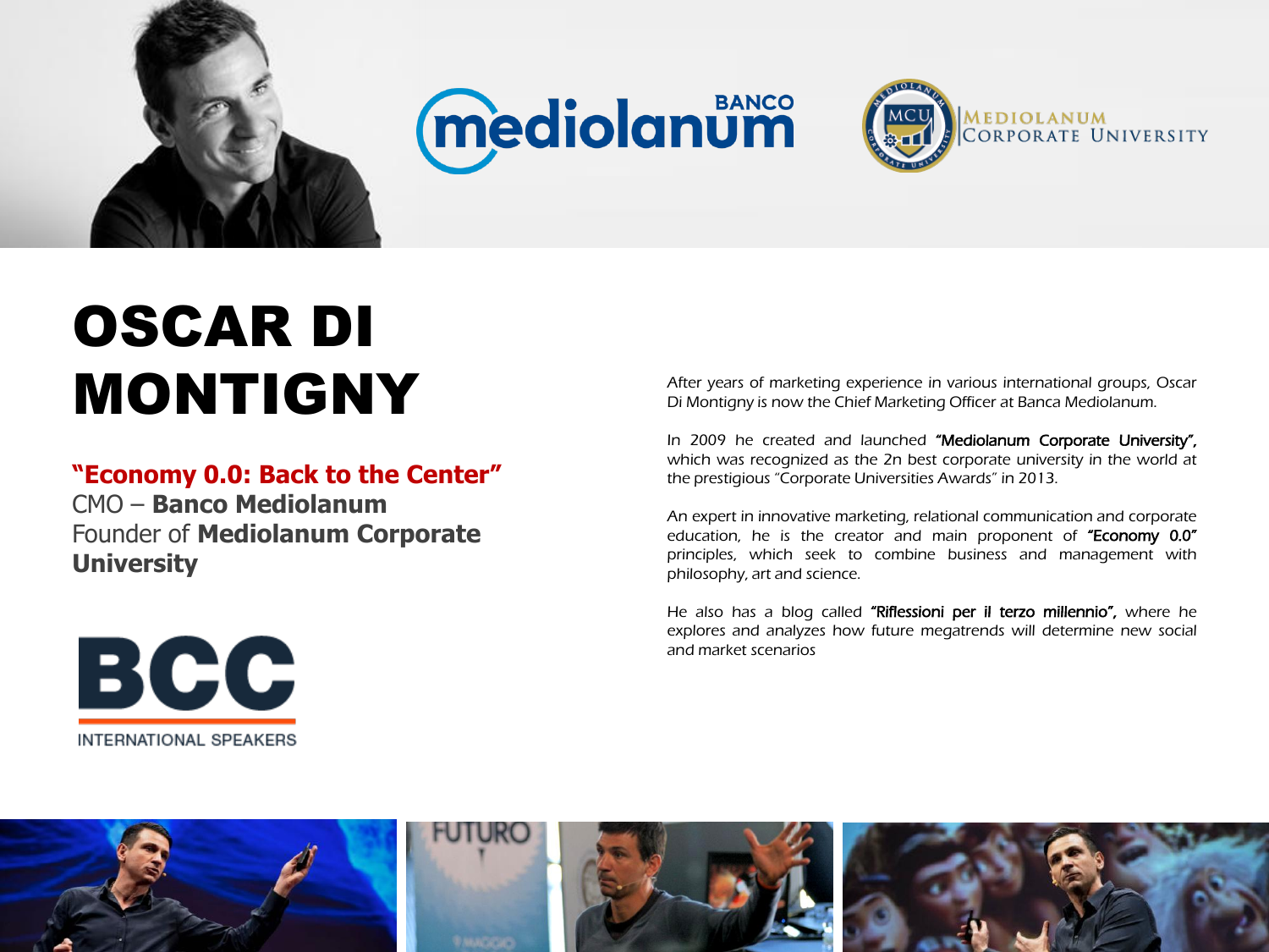# OSCAR DI MONTIGNY

**"Economy 0.0: Back to the Center"**
CMO – **Banco Mediolanum**
Founder of **Mediolanum Corporate University**

*After years of marketing experience in various international groups, Oscar Di Montigny is now the Chief Marketing Officer at Banca Mediolanum.*

*In 2009 he created and launched* **"Mediolanum Corporate University",** *which was recognized as the 2n best corporate university in the world at the prestigious "Corporate Universities Awards" in 2013.*

*An expert in innovative marketing, relational communication and corporate education, he is the creator and main proponent of* **"Economy 0.0"** *principles, which seek to combine business and management with philosophy, art and science.*

*He also has a blog called* **"Riflessioni per il terzo millennio",** *where he explores and analyzes how future megatrends will determine new social and market scenarios*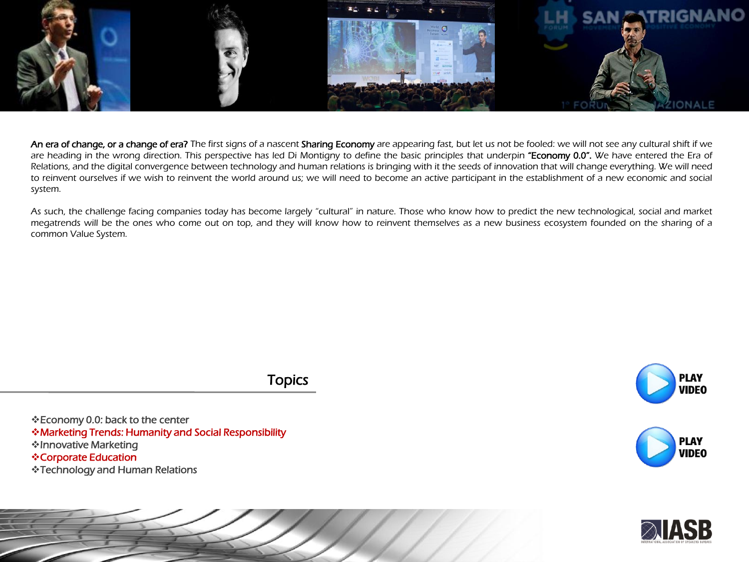**An era of change, or a change of era?** The first signs of a nascent **Sharing Economy** are appearing fast, but let us not be fooled: we will not see any cultural shift if we are heading in the wrong direction. This perspective has led Di Montigny to define the basic principles that underpin **"Economy 0.0".** We have entered the Era of Relations, and the digital convergence between technology and human relations is bringing with it the seeds of innovation that will change everything. We will need to reinvent ourselves if we wish to reinvent the world around us; we will need to become an active participant in the establishment of a new economic and social system.

As such, the challenge facing companies today has become largely "cultural" in nature. Those who know how to predict the new technological, social and market megatrends will be the ones who come out on top, and they will know how to reinvent themselves as a new business ecosystem founded on the sharing of a common Value System.

## Topics

- Economy 0.0: back to the center
- Marketing Trends: Humanity and Social Responsibility
- Innovative Marketing
- Corporate Education
- Technology and Human Relations

PLAY VIDEO

PLAY VIDEO